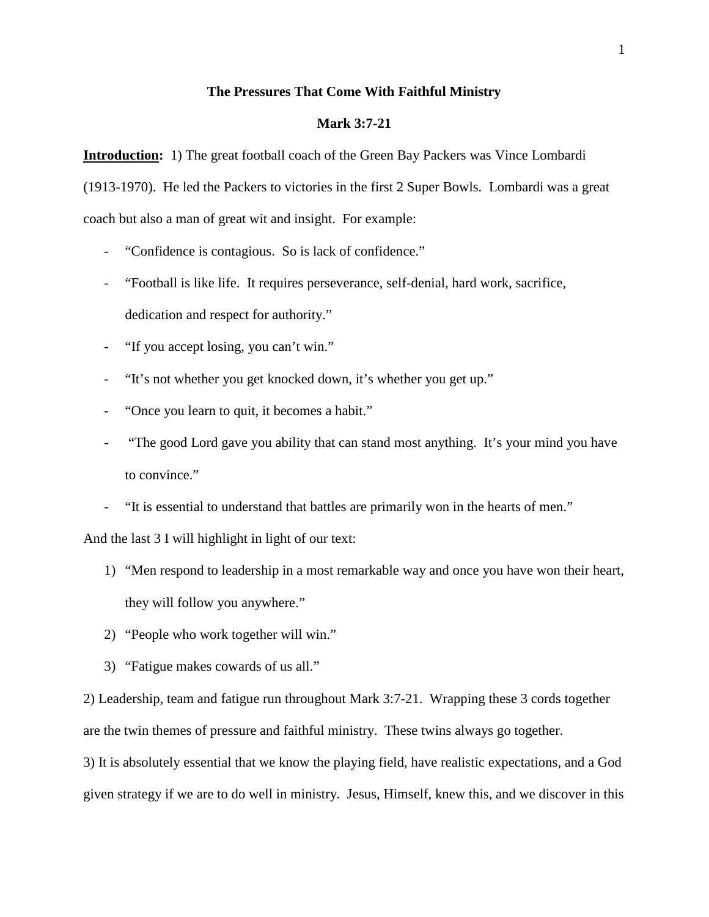# The Pressures That Come With Faithful Ministry

## Mark 3:7-21

**Introduction:** 1) The great football coach of the Green Bay Packers was Vince Lombardi (1913-1970). He led the Packers to victories in the first 2 Super Bowls. Lombardi was a great coach but also a man of great wit and insight. For example:

- "Confidence is contagious. So is lack of confidence."
- "Football is like life. It requires perseverance, self-denial, hard work, sacrifice, dedication and respect for authority."
- "If you accept losing, you can't win."
- "It's not whether you get knocked down, it's whether you get up."
- "Once you learn to quit, it becomes a habit."
- "The good Lord gave you ability that can stand most anything. It's your mind you have to convince."
- "It is essential to understand that battles are primarily won in the hearts of men."

And the last 3 I will highlight in light of our text:

1) "Men respond to leadership in a most remarkable way and once you have won their heart, they will follow you anywhere."
2) "People who work together will win."
3) "Fatigue makes cowards of us all."

2) Leadership, team and fatigue run throughout Mark 3:7-21. Wrapping these 3 cords together are the twin themes of pressure and faithful ministry. These twins always go together.

3) It is absolutely essential that we know the playing field, have realistic expectations, and a God given strategy if we are to do well in ministry. Jesus, Himself, knew this, and we discover in this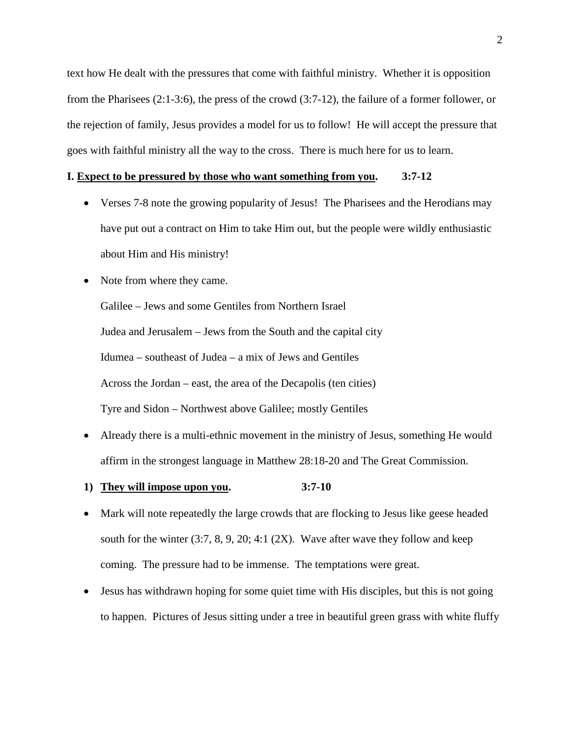text how He dealt with the pressures that come with faithful ministry. Whether it is opposition from the Pharisees (2:1-3:6), the press of the crowd (3:7-12), the failure of a former follower, or the rejection of family, Jesus provides a model for us to follow! He will accept the pressure that goes with faithful ministry all the way to the cross. There is much here for us to learn.

**I. <u>Expect to be pressured by those who want something from you</u>. 3:7-12**

- Verses 7-8 note the growing popularity of Jesus! The Pharisees and the Herodians may have put out a contract on Him to take Him out, but the people were wildly enthusiastic about Him and His ministry!
- Note from where they came.

  Galilee – Jews and some Gentiles from Northern Israel

  Judea and Jerusalem – Jews from the South and the capital city

  Idumea – southeast of Judea – a mix of Jews and Gentiles

  Across the Jordan – east, the area of the Decapolis (ten cities)

  Tyre and Sidon – Northwest above Galilee; mostly Gentiles

- Already there is a multi-ethnic movement in the ministry of Jesus, something He would affirm in the strongest language in Matthew 28:18-20 and The Great Commission.

**1) <u>They will impose upon you</u>. 3:7-10**

- Mark will note repeatedly the large crowds that are flocking to Jesus like geese headed south for the winter (3:7, 8, 9, 20; 4:1 (2X). Wave after wave they follow and keep coming. The pressure had to be immense. The temptations were great.
- Jesus has withdrawn hoping for some quiet time with His disciples, but this is not going to happen. Pictures of Jesus sitting under a tree in beautiful green grass with white fluffy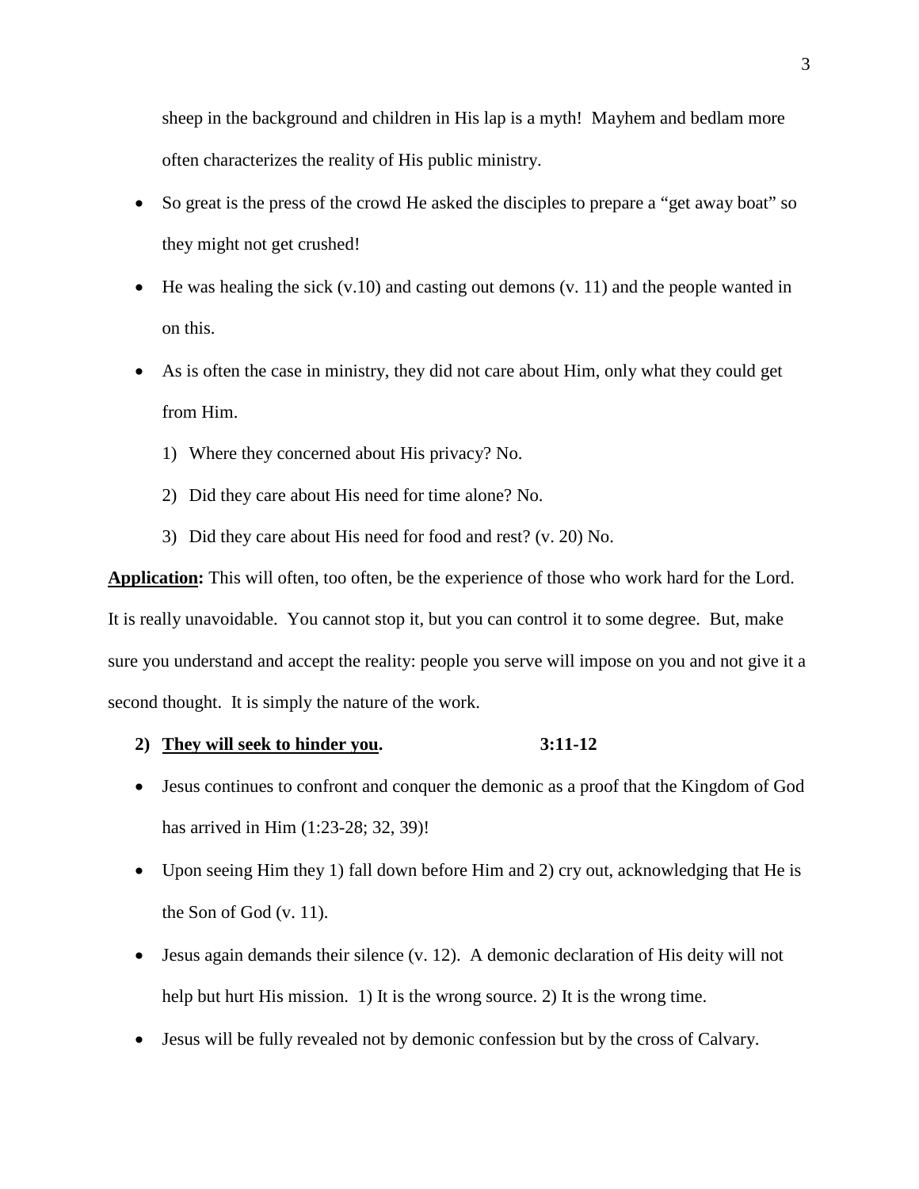sheep in the background and children in His lap is a myth! Mayhem and bedlam more often characterizes the reality of His public ministry.

- So great is the press of the crowd He asked the disciples to prepare a "get away boat" so they might not get crushed!
- He was healing the sick (v.10) and casting out demons (v. 11) and the people wanted in on this.
- As is often the case in ministry, they did not care about Him, only what they could get from Him.
  1) Where they concerned about His privacy? No.
  2) Did they care about His need for time alone? No.
  3) Did they care about His need for food and rest? (v. 20) No.

**<u>Application</u>:** This will often, too often, be the experience of those who work hard for the Lord. It is really unavoidable. You cannot stop it, but you can control it to some degree. But, make sure you understand and accept the reality: people you serve will impose on you and not give it a second thought. It is simply the nature of the work.

**2) <u>They will seek to hinder you</u>. 3:11-12**

- Jesus continues to confront and conquer the demonic as a proof that the Kingdom of God has arrived in Him (1:23-28; 32, 39)!
- Upon seeing Him they 1) fall down before Him and 2) cry out, acknowledging that He is the Son of God (v. 11).
- Jesus again demands their silence (v. 12). A demonic declaration of His deity will not help but hurt His mission. 1) It is the wrong source. 2) It is the wrong time.
- Jesus will be fully revealed not by demonic confession but by the cross of Calvary.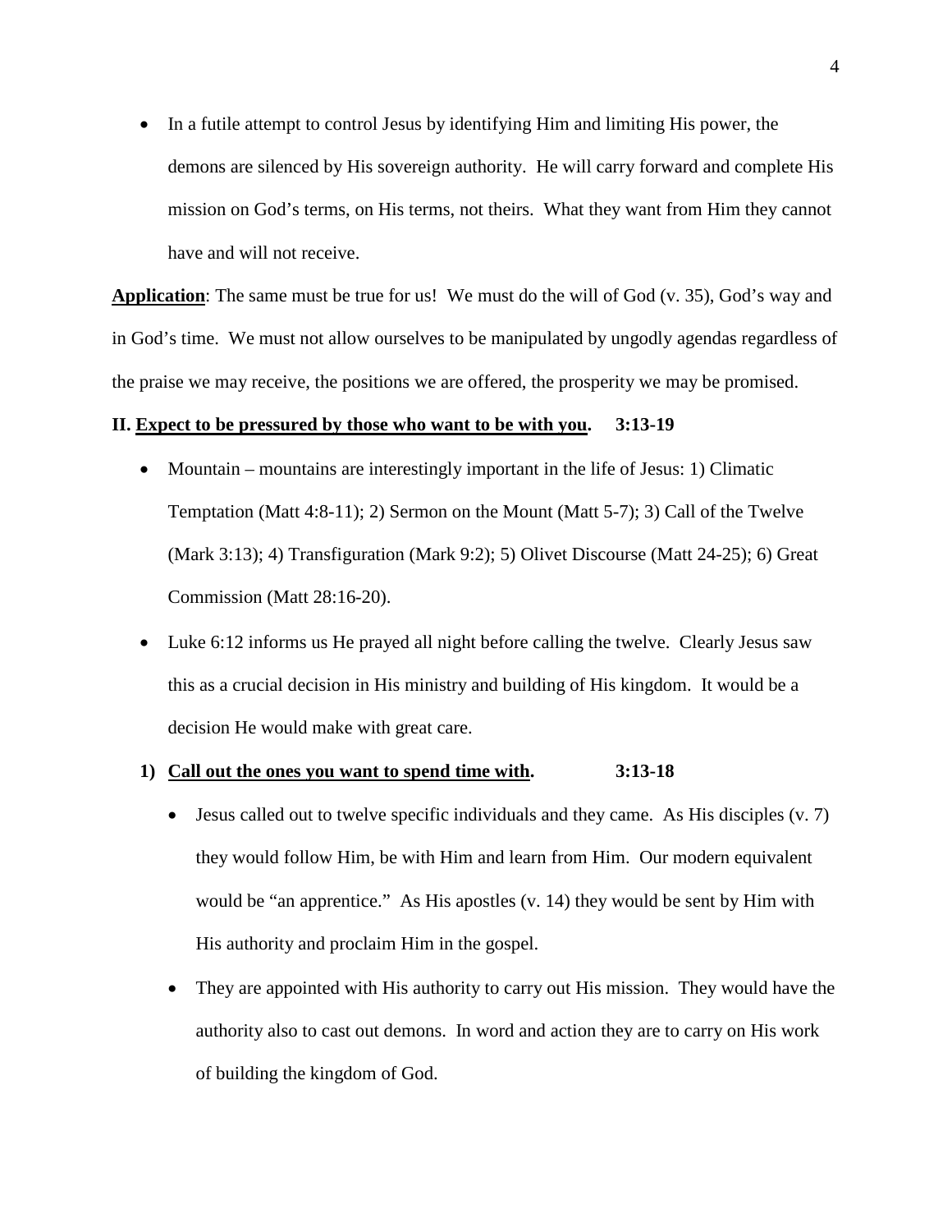- In a futile attempt to control Jesus by identifying Him and limiting His power, the demons are silenced by His sovereign authority. He will carry forward and complete His mission on God's terms, on His terms, not theirs. What they want from Him they cannot have and will not receive.

**<u>Application</u>**: The same must be true for us! We must do the will of God (v. 35), God's way and in God's time. We must not allow ourselves to be manipulated by ungodly agendas regardless of the praise we may receive, the positions we are offered, the prosperity we may be promised.

**II. <u>Expect to be pressured by those who want to be with you</u>. 3:13-19**

- Mountain – mountains are interestingly important in the life of Jesus: 1) Climatic Temptation (Matt 4:8-11); 2) Sermon on the Mount (Matt 5-7); 3) Call of the Twelve (Mark 3:13); 4) Transfiguration (Mark 9:2); 5) Olivet Discourse (Matt 24-25); 6) Great Commission (Matt 28:16-20).
- Luke 6:12 informs us He prayed all night before calling the twelve. Clearly Jesus saw this as a crucial decision in His ministry and building of His kingdom. It would be a decision He would make with great care.

**1) <u>Call out the ones you want to spend time with</u>. 3:13-18**

- Jesus called out to twelve specific individuals and they came. As His disciples (v. 7) they would follow Him, be with Him and learn from Him. Our modern equivalent would be "an apprentice." As His apostles (v. 14) they would be sent by Him with His authority and proclaim Him in the gospel.
- They are appointed with His authority to carry out His mission. They would have the authority also to cast out demons. In word and action they are to carry on His work of building the kingdom of God.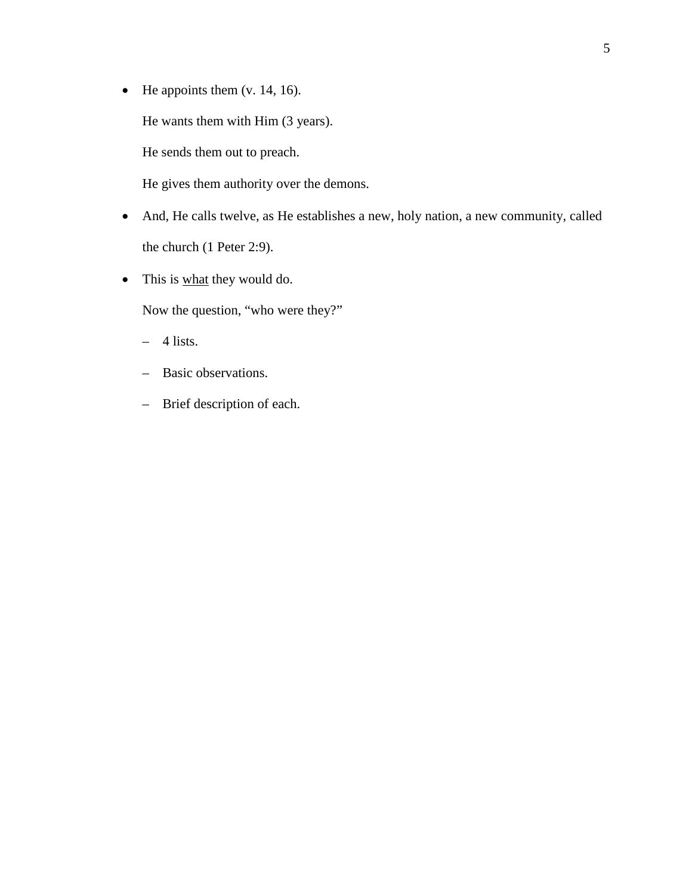- He appoints them (v. 14, 16).

  He wants them with Him (3 years).

  He sends them out to preach.

  He gives them authority over the demons.

- And, He calls twelve, as He establishes a new, holy nation, a new community, called the church (1 Peter 2:9).

- This is <u>what</u> they would do.

  Now the question, "who were they?"

  - 4 lists.
  - Basic observations.
  - Brief description of each.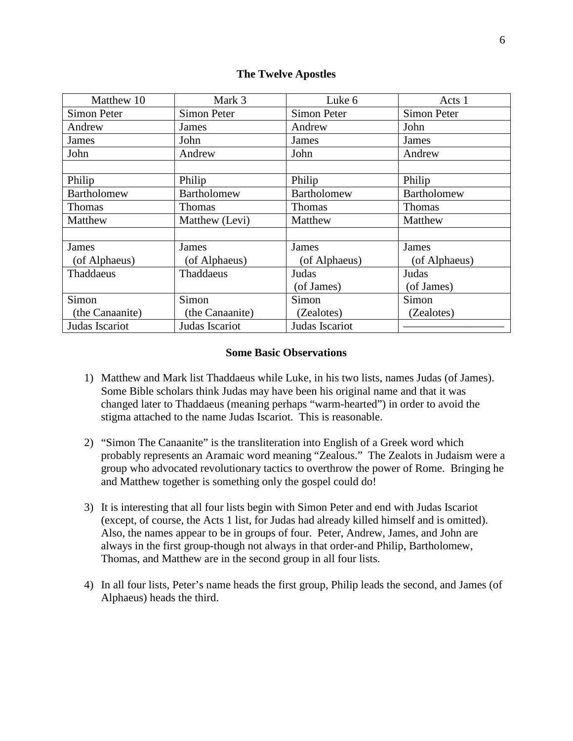### The Twelve Apostles

| Matthew 10 | Mark 3 | Luke 6 | Acts 1 |
|---|---|---|---|
| Simon Peter | Simon Peter | Simon Peter | Simon Peter |
| Andrew | James | Andrew | John |
| James | John | James | James |
| John | Andrew | John | Andrew |
| | | | |
| Philip | Philip | Philip | Philip |
| Bartholomew | Bartholomew | Bartholomew | Bartholomew |
| Thomas | Thomas | Thomas | Thomas |
| Matthew | Matthew (Levi) | Matthew | Matthew |
| | | | |
| James (of Alphaeus) | James (of Alphaeus) | James (of Alphaeus) | James (of Alphaeus) |
| Thaddaeus | Thaddaeus | Judas (of James) | Judas (of James) |
| Simon (the Canaanite) | Simon (the Canaanite) | Simon (Zealotes) | Simon (Zealotes) |
| Judas Iscariot | Judas Iscariot | Judas Iscariot | —————————— |

### Some Basic Observations

1) Matthew and Mark list Thaddaeus while Luke, in his two lists, names Judas (of James). Some Bible scholars think Judas may have been his original name and that it was changed later to Thaddaeus (meaning perhaps "warm-hearted") in order to avoid the stigma attached to the name Judas Iscariot. This is reasonable.

2) "Simon The Canaanite" is the transliteration into English of a Greek word which probably represents an Aramaic word meaning "Zealous." The Zealots in Judaism were a group who advocated revolutionary tactics to overthrow the power of Rome. Bringing he and Matthew together is something only the gospel could do!

3) It is interesting that all four lists begin with Simon Peter and end with Judas Iscariot (except, of course, the Acts 1 list, for Judas had already killed himself and is omitted). Also, the names appear to be in groups of four. Peter, Andrew, James, and John are always in the first group-though not always in that order-and Philip, Bartholomew, Thomas, and Matthew are in the second group in all four lists.

4) In all four lists, Peter's name heads the first group, Philip leads the second, and James (of Alphaeus) heads the third.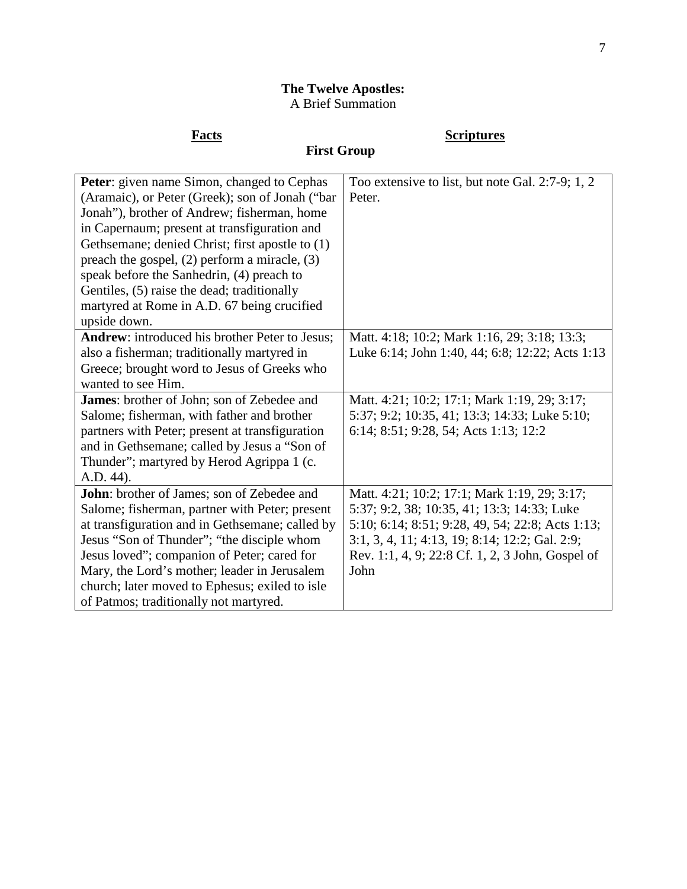# **The Twelve Apostles:**

A Brief Summation

| **Facts** | **Scriptures** |
|---|---|
| **First Group** | |
| **Peter**: given name Simon, changed to Cephas (Aramaic), or Peter (Greek); son of Jonah ("bar Jonah"), brother of Andrew; fisherman, home in Capernaum; present at transfiguration and Gethsemane; denied Christ; first apostle to (1) preach the gospel, (2) perform a miracle, (3) speak before the Sanhedrin, (4) preach to Gentiles, (5) raise the dead; traditionally martyred at Rome in A.D. 67 being crucified upside down. | Too extensive to list, but note Gal. 2:7-9; 1, 2 Peter. |
| **Andrew**: introduced his brother Peter to Jesus; also a fisherman; traditionally martyred in Greece; brought word to Jesus of Greeks who wanted to see Him. | Matt. 4:18; 10:2; Mark 1:16, 29; 3:18; 13:3; Luke 6:14; John 1:40, 44; 6:8; 12:22; Acts 1:13 |
| **James**: brother of John; son of Zebedee and Salome; fisherman, with father and brother partners with Peter; present at transfiguration and in Gethsemane; called by Jesus a "Son of Thunder"; martyred by Herod Agrippa 1 (c. A.D. 44). | Matt. 4:21; 10:2; 17:1; Mark 1:19, 29; 3:17; 5:37; 9:2; 10:35, 41; 13:3; 14:33; Luke 5:10; 6:14; 8:51; 9:28, 54; Acts 1:13; 12:2 |
| **John**: brother of James; son of Zebedee and Salome; fisherman, partner with Peter; present at transfiguration and in Gethsemane; called by Jesus "Son of Thunder"; "the disciple whom Jesus loved"; companion of Peter; cared for Mary, the Lord's mother; leader in Jerusalem church; later moved to Ephesus; exiled to isle of Patmos; traditionally not martyred. | Matt. 4:21; 10:2; 17:1; Mark 1:19, 29; 3:17; 5:37; 9:2, 38; 10:35, 41; 13:3; 14:33; Luke 5:10; 6:14; 8:51; 9:28, 49, 54; 22:8; Acts 1:13; 3:1, 3, 4, 11; 4:13, 19; 8:14; 12:2; Gal. 2:9; Rev. 1:1, 4, 9; 22:8 Cf. 1, 2, 3 John, Gospel of John |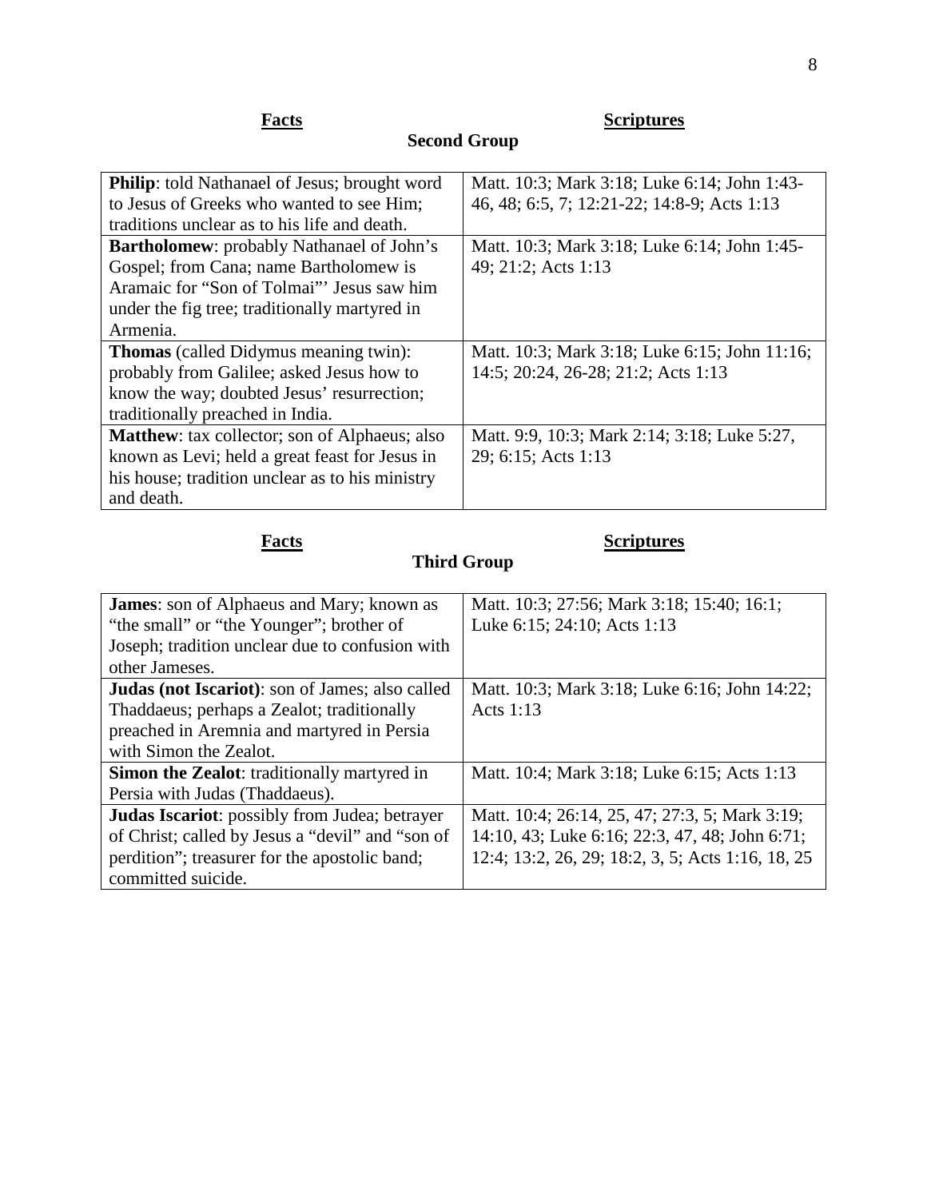## Second Group

| Facts | Scriptures |
|---|---|
| **Philip**: told Nathanael of Jesus; brought word to Jesus of Greeks who wanted to see Him; traditions unclear as to his life and death. | Matt. 10:3; Mark 3:18; Luke 6:14; John 1:43-46, 48; 6:5, 7; 12:21-22; 14:8-9; Acts 1:13 |
| **Bartholomew**: probably Nathanael of John's Gospel; from Cana; name Bartholomew is Aramaic for "Son of Tolmai"' Jesus saw him under the fig tree; traditionally martyred in Armenia. | Matt. 10:3; Mark 3:18; Luke 6:14; John 1:45-49; 21:2; Acts 1:13 |
| **Thomas** (called Didymus meaning twin): probably from Galilee; asked Jesus how to know the way; doubted Jesus' resurrection; traditionally preached in India. | Matt. 10:3; Mark 3:18; Luke 6:15; John 11:16; 14:5; 20:24, 26-28; 21:2; Acts 1:13 |
| **Matthew**: tax collector; son of Alphaeus; also known as Levi; held a great feast for Jesus in his house; tradition unclear as to his ministry and death. | Matt. 9:9, 10:3; Mark 2:14; 3:18; Luke 5:27, 29; 6:15; Acts 1:13 |

## Third Group

| Facts | Scriptures |
|---|---|
| **James**: son of Alphaeus and Mary; known as "the small" or "the Younger"; brother of Joseph; tradition unclear due to confusion with other Jameses. | Matt. 10:3; 27:56; Mark 3:18; 15:40; 16:1; Luke 6:15; 24:10; Acts 1:13 |
| **Judas (not Iscariot)**: son of James; also called Thaddaeus; perhaps a Zealot; traditionally preached in Aremnia and martyred in Persia with Simon the Zealot. | Matt. 10:3; Mark 3:18; Luke 6:16; John 14:22; Acts 1:13 |
| **Simon the Zealot**: traditionally martyred in Persia with Judas (Thaddaeus). | Matt. 10:4; Mark 3:18; Luke 6:15; Acts 1:13 |
| **Judas Iscariot**: possibly from Judea; betrayer of Christ; called by Jesus a "devil" and "son of perdition"; treasurer for the apostolic band; committed suicide. | Matt. 10:4; 26:14, 25, 47; 27:3, 5; Mark 3:19; 14:10, 43; Luke 6:16; 22:3, 47, 48; John 6:71; 12:4; 13:2, 26, 29; 18:2, 3, 5; Acts 1:16, 18, 25 |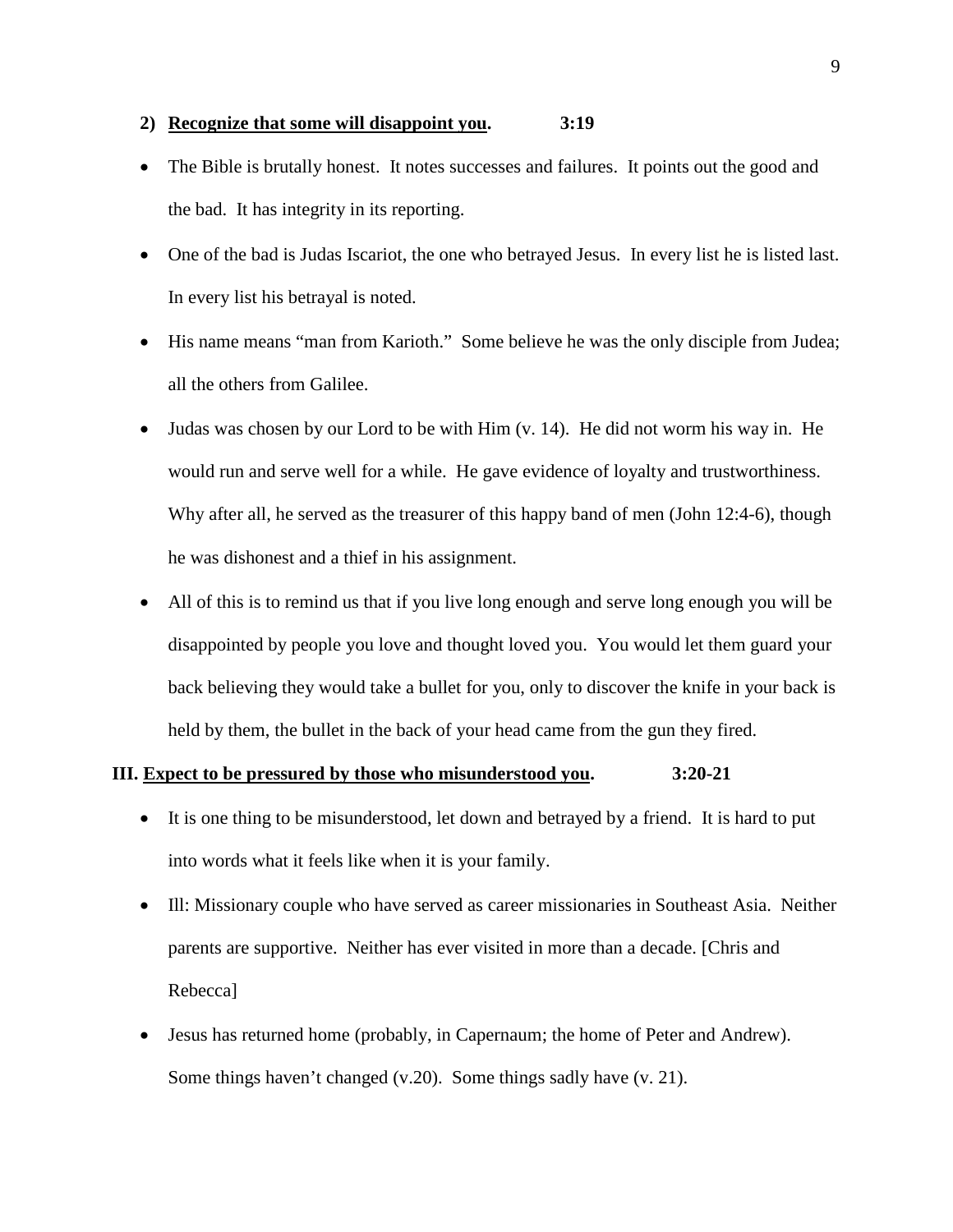**2) Recognize that some will disappoint you.** **3:19**

- The Bible is brutally honest. It notes successes and failures. It points out the good and the bad. It has integrity in its reporting.
- One of the bad is Judas Iscariot, the one who betrayed Jesus. In every list he is listed last. In every list his betrayal is noted.
- His name means "man from Karioth." Some believe he was the only disciple from Judea; all the others from Galilee.
- Judas was chosen by our Lord to be with Him (v. 14). He did not worm his way in. He would run and serve well for a while. He gave evidence of loyalty and trustworthiness. Why after all, he served as the treasurer of this happy band of men (John 12:4-6), though he was dishonest and a thief in his assignment.
- All of this is to remind us that if you live long enough and serve long enough you will be disappointed by people you love and thought loved you. You would let them guard your back believing they would take a bullet for you, only to discover the knife in your back is held by them, the bullet in the back of your head came from the gun they fired.

## III. Expect to be pressured by those who misunderstood you. 3:20-21

- It is one thing to be misunderstood, let down and betrayed by a friend. It is hard to put into words what it feels like when it is your family.
- Ill: Missionary couple who have served as career missionaries in Southeast Asia. Neither parents are supportive. Neither has ever visited in more than a decade. [Chris and Rebecca]
- Jesus has returned home (probably, in Capernaum; the home of Peter and Andrew). Some things haven't changed (v.20). Some things sadly have (v. 21).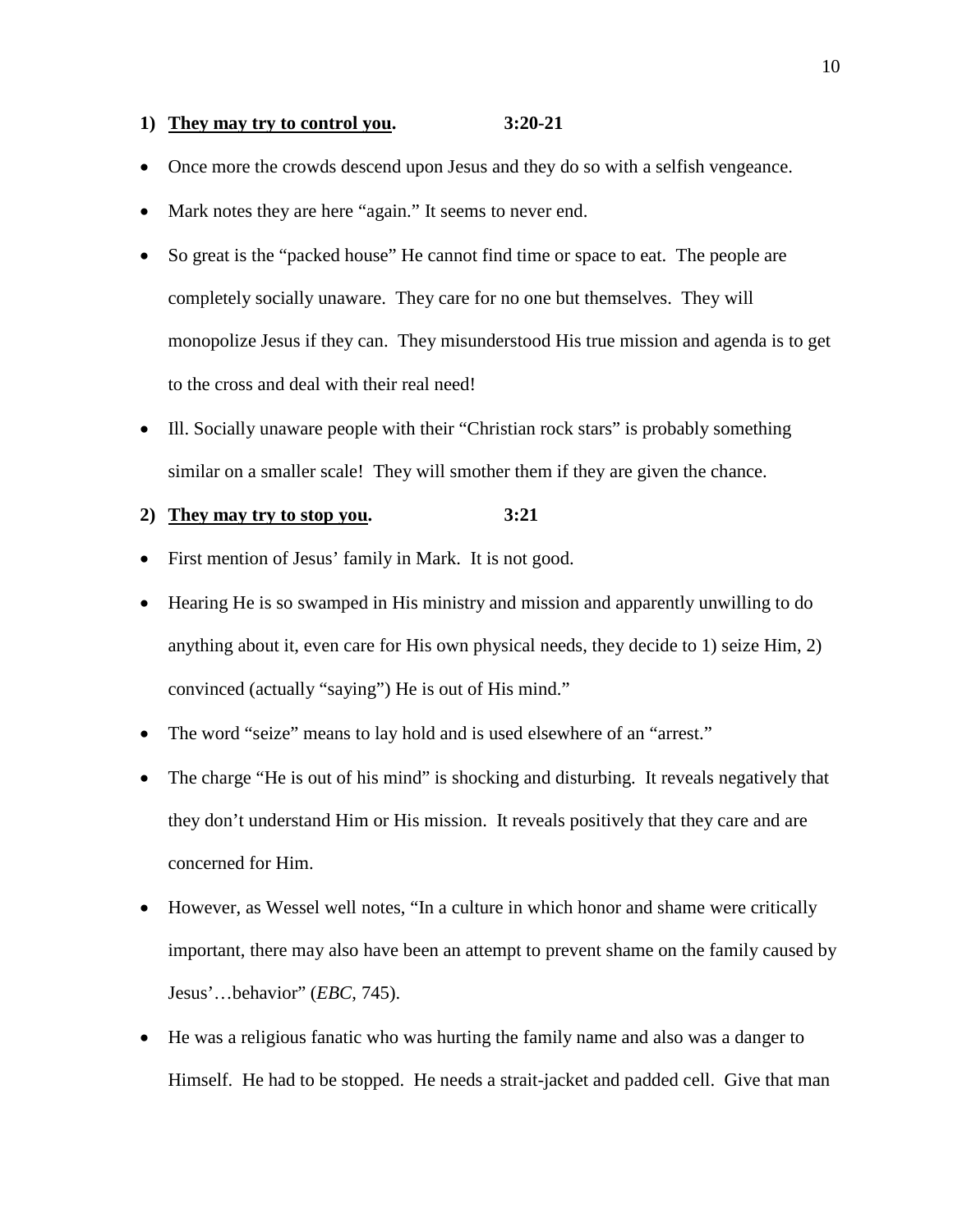**1) <u>They may try to control you</u>.** **3:20-21**

- Once more the crowds descend upon Jesus and they do so with a selfish vengeance.
- Mark notes they are here "again." It seems to never end.
- So great is the "packed house" He cannot find time or space to eat. The people are completely socially unaware. They care for no one but themselves. They will monopolize Jesus if they can. They misunderstood His true mission and agenda is to get to the cross and deal with their real need!
- Ill. Socially unaware people with their "Christian rock stars" is probably something similar on a smaller scale! They will smother them if they are given the chance.

**2) <u>They may try to stop you</u>.** **3:21**

- First mention of Jesus' family in Mark. It is not good.
- Hearing He is so swamped in His ministry and mission and apparently unwilling to do anything about it, even care for His own physical needs, they decide to 1) seize Him, 2) convinced (actually "saying") He is out of His mind."
- The word "seize" means to lay hold and is used elsewhere of an "arrest."
- The charge "He is out of his mind" is shocking and disturbing. It reveals negatively that they don't understand Him or His mission. It reveals positively that they care and are concerned for Him.
- However, as Wessel well notes, "In a culture in which honor and shame were critically important, there may also have been an attempt to prevent shame on the family caused by Jesus'…behavior" (*EBC*, 745).
- He was a religious fanatic who was hurting the family name and also was a danger to Himself. He had to be stopped. He needs a strait-jacket and padded cell. Give that man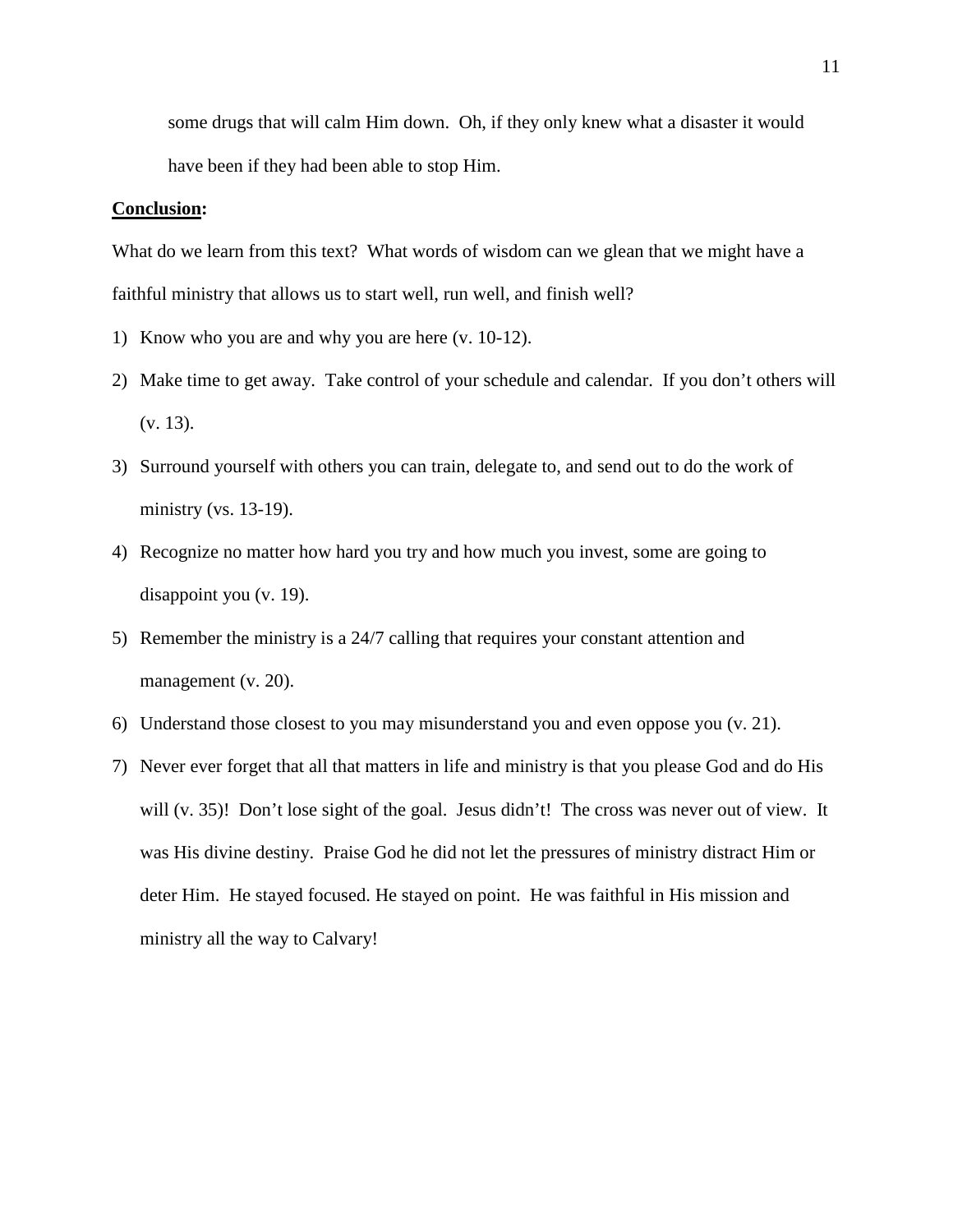some drugs that will calm Him down. Oh, if they only knew what a disaster it would have been if they had been able to stop Him.

**Conclusion:**

What do we learn from this text? What words of wisdom can we glean that we might have a faithful ministry that allows us to start well, run well, and finish well?

1) Know who you are and why you are here (v. 10-12).
2) Make time to get away. Take control of your schedule and calendar. If you don't others will (v. 13).
3) Surround yourself with others you can train, delegate to, and send out to do the work of ministry (vs. 13-19).
4) Recognize no matter how hard you try and how much you invest, some are going to disappoint you (v. 19).
5) Remember the ministry is a 24/7 calling that requires your constant attention and management (v. 20).
6) Understand those closest to you may misunderstand you and even oppose you (v. 21).
7) Never ever forget that all that matters in life and ministry is that you please God and do His will (v. 35)! Don't lose sight of the goal. Jesus didn't! The cross was never out of view. It was His divine destiny. Praise God he did not let the pressures of ministry distract Him or deter Him. He stayed focused. He stayed on point. He was faithful in His mission and ministry all the way to Calvary!